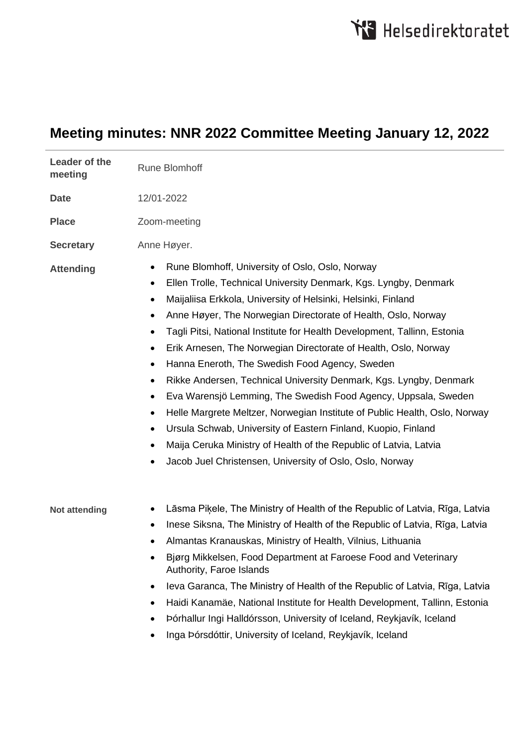Helsedirektoratet

# Meeting minutes: NNR 2022 Committee Meeting January 12, 2022

| | |
|---|---|
| **Leader of the meeting** | Rune Blomhoff |
| **Date** | 12/01-2022 |
| **Place** | Zoom-meeting |
| **Secretary** | Anne Høyer. |

**Attending**

- Rune Blomhoff, University of Oslo, Oslo, Norway
- Ellen Trolle, Technical University Denmark, Kgs. Lyngby, Denmark
- Maijaliisa Erkkola, University of Helsinki, Helsinki, Finland
- Anne Høyer, The Norwegian Directorate of Health, Oslo, Norway
- Tagli Pitsi, National Institute for Health Development, Tallinn, Estonia
- Erik Arnesen, The Norwegian Directorate of Health, Oslo, Norway
- Hanna Eneroth, The Swedish Food Agency, Sweden
- Rikke Andersen, Technical University Denmark, Kgs. Lyngby, Denmark
- Eva Warensjö Lemming, The Swedish Food Agency, Uppsala, Sweden
- Helle Margrete Meltzer, Norwegian Institute of Public Health, Oslo, Norway
- Ursula Schwab, University of Eastern Finland, Kuopio, Finland
- Maija Ceruka Ministry of Health of the Republic of Latvia, Latvia
- Jacob Juel Christensen, University of Oslo, Oslo, Norway

**Not attending**

- Lāsma Piķele, The Ministry of Health of the Republic of Latvia, Rīga, Latvia
- Inese Siksna, The Ministry of Health of the Republic of Latvia, Rīga, Latvia
- Almantas Kranauskas, Ministry of Health, Vilnius, Lithuania
- Bjørg Mikkelsen, Food Department at Faroese Food and Veterinary Authority, Faroe Islands
- Ieva Garanca, The Ministry of Health of the Republic of Latvia, Rīga, Latvia
- Haidi Kanamäe, National Institute for Health Development, Tallinn, Estonia
- Þórhallur Ingi Halldórsson, University of Iceland, Reykjavík, Iceland
- Inga Þórsdóttir, University of Iceland, Reykjavík, Iceland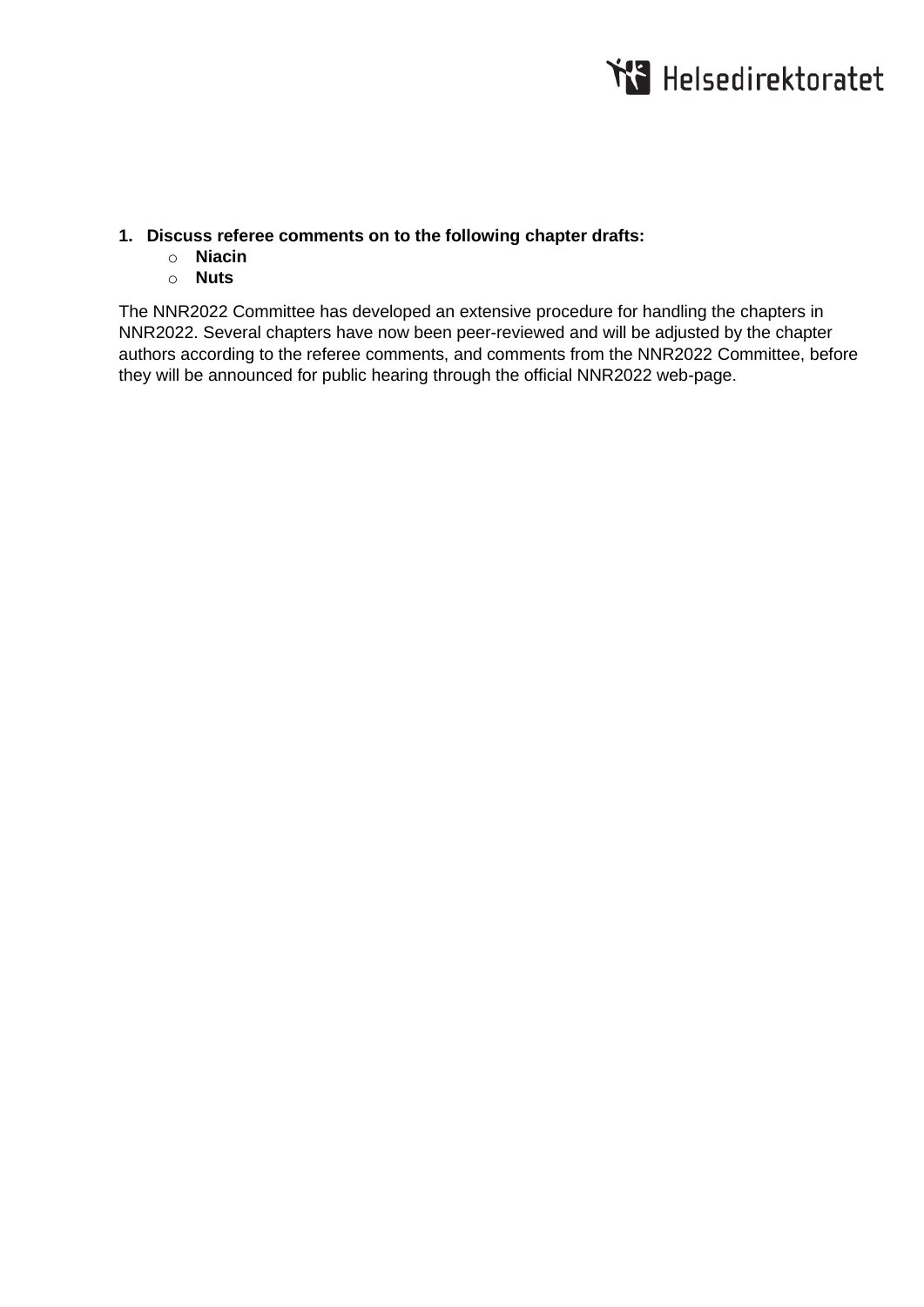1. **Discuss referee comments on to the following chapter drafts:**
    - **Niacin**
    - **Nuts**

The NNR2022 Committee has developed an extensive procedure for handling the chapters in NNR2022. Several chapters have now been peer-reviewed and will be adjusted by the chapter authors according to the referee comments, and comments from the NNR2022 Committee, before they will be announced for public hearing through the official NNR2022 web-page.